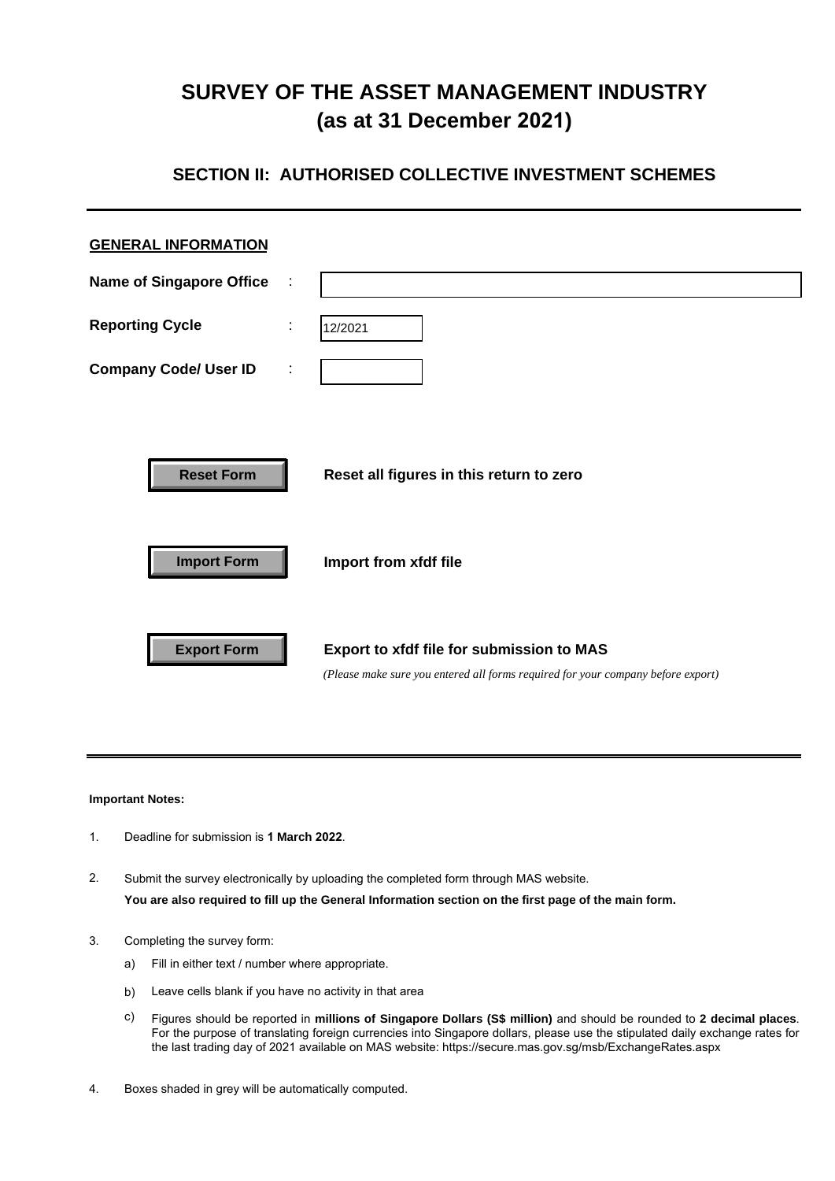# SURVEY OF THE ASSET MANAGEMENT INDUSTRY
# (as at 31 December 2021)

## SECTION II: AUTHORISED COLLECTIVE INVESTMENT SCHEMES

---

### GENERAL INFORMATION

| | | |
|---|---|---|
| **Name of Singapore Office** | : | |
| **Reporting Cycle** | : | 12/2021 |
| **Company Code/ User ID** | : | |

| | |
|---|---|
| **Reset Form** | **Reset all figures in this return to zero** |
| **Import Form** | **Import from xfdf file** |
| **Export Form** | **Export to xfdf file for submission to MAS**<br>*(Please make sure you entered all forms required for your company before export)* |

---

**Important Notes:**

1. Deadline for submission is **1 March 2022**.

2. Submit the survey electronically by uploading the completed form through MAS website.
   **You are also required to fill up the General Information section on the first page of the main form.**

3. Completing the survey form:

   a) Fill in either text / number where appropriate.

   b) Leave cells blank if you have no activity in that area

   c) Figures should be reported in **millions of Singapore Dollars (S$ million)** and should be rounded to **2 decimal places**. For the purpose of translating foreign currencies into Singapore dollars, please use the stipulated daily exchange rates for the last trading day of 2021 available on MAS website: https://secure.mas.gov.sg/msb/ExchangeRates.aspx

4. Boxes shaded in grey will be automatically computed.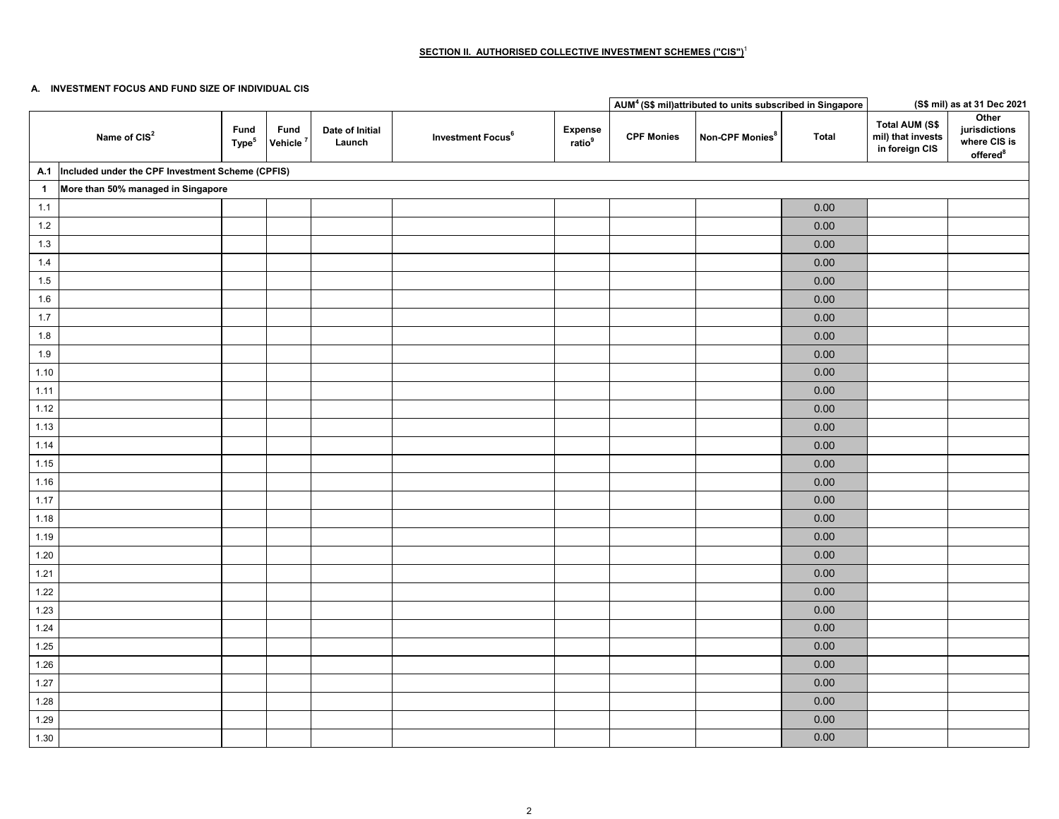## SECTION II. AUTHORISED COLLECTIVE INVESTMENT SCHEMES ("CIS")[1]

### A. INVESTMENT FOCUS AND FUND SIZE OF INDIVIDUAL CIS

(S$ mil) as at 31 Dec 2021

| | Name of CIS[2] | Fund Type[5] | Fund Vehicle[7] | Date of Initial Launch | Investment Focus[6] | Expense ratio[9] | AUM[4] (S$ mil)attributed to units subscribed in Singapore | | | Total AUM (S$ mil) that invests in foreign CIS | Other jurisdictions where CIS is offered[8] |
|---|---|---|---|---|---|---|---|---|---|---|---|
| | | | | | | | CPF Monies | Non-CPF Monies[8] | Total | | |
| A.1 | Included under the CPF Investment Scheme (CPFIS) | | | | | | | | | | |
| 1 | More than 50% managed in Singapore | | | | | | | | | | |
| 1.1 | | | | | | | | | 0.00 | | |
| 1.2 | | | | | | | | | 0.00 | | |
| 1.3 | | | | | | | | | 0.00 | | |
| 1.4 | | | | | | | | | 0.00 | | |
| 1.5 | | | | | | | | | 0.00 | | |
| 1.6 | | | | | | | | | 0.00 | | |
| 1.7 | | | | | | | | | 0.00 | | |
| 1.8 | | | | | | | | | 0.00 | | |
| 1.9 | | | | | | | | | 0.00 | | |
| 1.10 | | | | | | | | | 0.00 | | |
| 1.11 | | | | | | | | | 0.00 | | |
| 1.12 | | | | | | | | | 0.00 | | |
| 1.13 | | | | | | | | | 0.00 | | |
| 1.14 | | | | | | | | | 0.00 | | |
| 1.15 | | | | | | | | | 0.00 | | |
| 1.16 | | | | | | | | | 0.00 | | |
| 1.17 | | | | | | | | | 0.00 | | |
| 1.18 | | | | | | | | | 0.00 | | |
| 1.19 | | | | | | | | | 0.00 | | |
| 1.20 | | | | | | | | | 0.00 | | |
| 1.21 | | | | | | | | | 0.00 | | |
| 1.22 | | | | | | | | | 0.00 | | |
| 1.23 | | | | | | | | | 0.00 | | |
| 1.24 | | | | | | | | | 0.00 | | |
| 1.25 | | | | | | | | | 0.00 | | |
| 1.26 | | | | | | | | | 0.00 | | |
| 1.27 | | | | | | | | | 0.00 | | |
| 1.28 | | | | | | | | | 0.00 | | |
| 1.29 | | | | | | | | | 0.00 | | |
| 1.30 | | | | | | | | | 0.00 | | |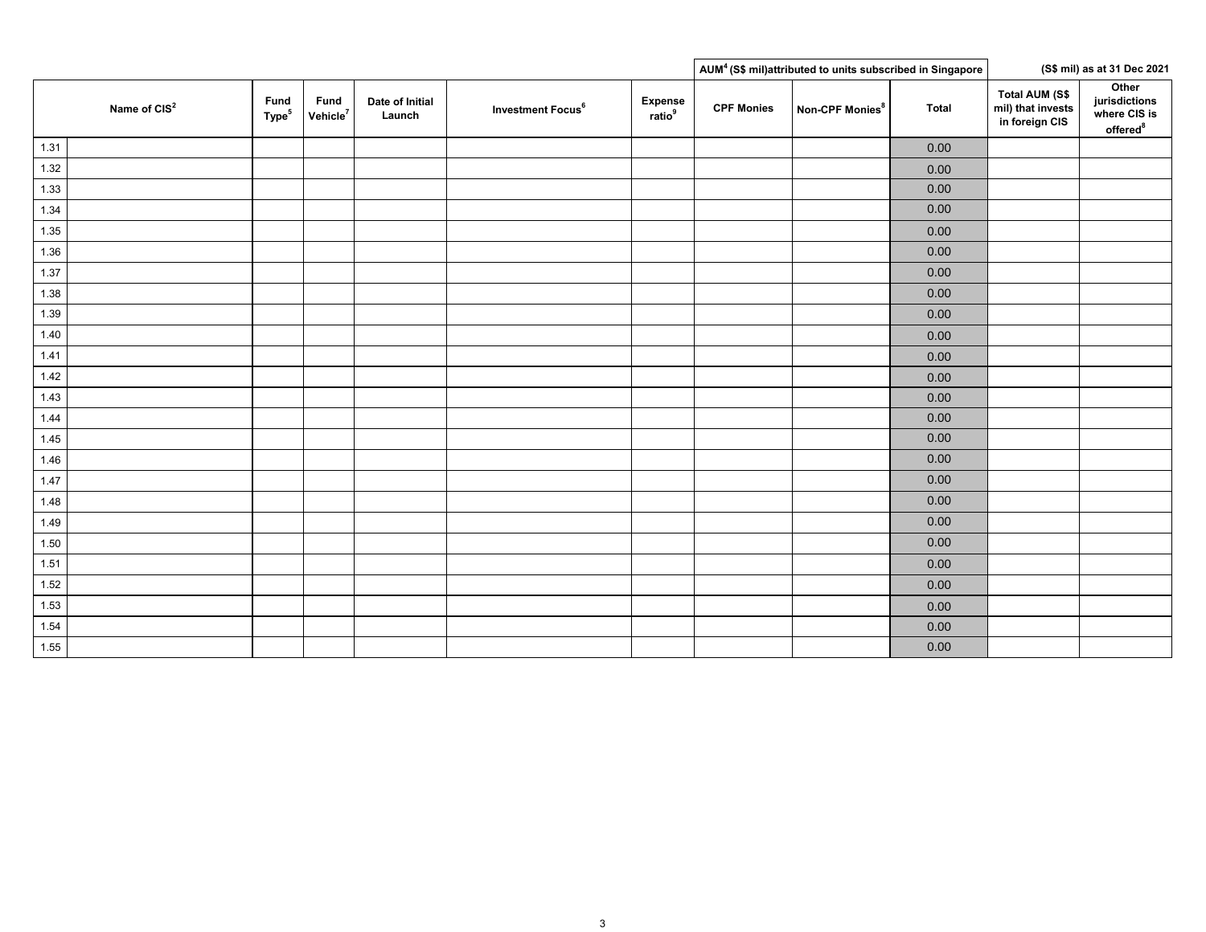| Name of CIS[2] | | Fund Type[5] | Fund Vehicle[7] | Date of Initial Launch | Investment Focus[6] | Expense ratio[9] | AUM[4] (S$ mil)attributed to units subscribed in Singapore | | | (S$ mil) as at 31 Dec 2021 | |
|---|---|---|---|---|---|---|---|---|---|---|---|
| | | | | | | | CPF Monies | Non-CPF Monies[8] | Total | Total AUM (S$ mil) that invests in foreign CIS | Other jurisdictions where CIS is offered[8] |
| 1.31 | | | | | | | | | 0.00 | | |
| 1.32 | | | | | | | | | 0.00 | | |
| 1.33 | | | | | | | | | 0.00 | | |
| 1.34 | | | | | | | | | 0.00 | | |
| 1.35 | | | | | | | | | 0.00 | | |
| 1.36 | | | | | | | | | 0.00 | | |
| 1.37 | | | | | | | | | 0.00 | | |
| 1.38 | | | | | | | | | 0.00 | | |
| 1.39 | | | | | | | | | 0.00 | | |
| 1.40 | | | | | | | | | 0.00 | | |
| 1.41 | | | | | | | | | 0.00 | | |
| 1.42 | | | | | | | | | 0.00 | | |
| 1.43 | | | | | | | | | 0.00 | | |
| 1.44 | | | | | | | | | 0.00 | | |
| 1.45 | | | | | | | | | 0.00 | | |
| 1.46 | | | | | | | | | 0.00 | | |
| 1.47 | | | | | | | | | 0.00 | | |
| 1.48 | | | | | | | | | 0.00 | | |
| 1.49 | | | | | | | | | 0.00 | | |
| 1.50 | | | | | | | | | 0.00 | | |
| 1.51 | | | | | | | | | 0.00 | | |
| 1.52 | | | | | | | | | 0.00 | | |
| 1.53 | | | | | | | | | 0.00 | | |
| 1.54 | | | | | | | | | 0.00 | | |
| 1.55 | | | | | | | | | 0.00 | | |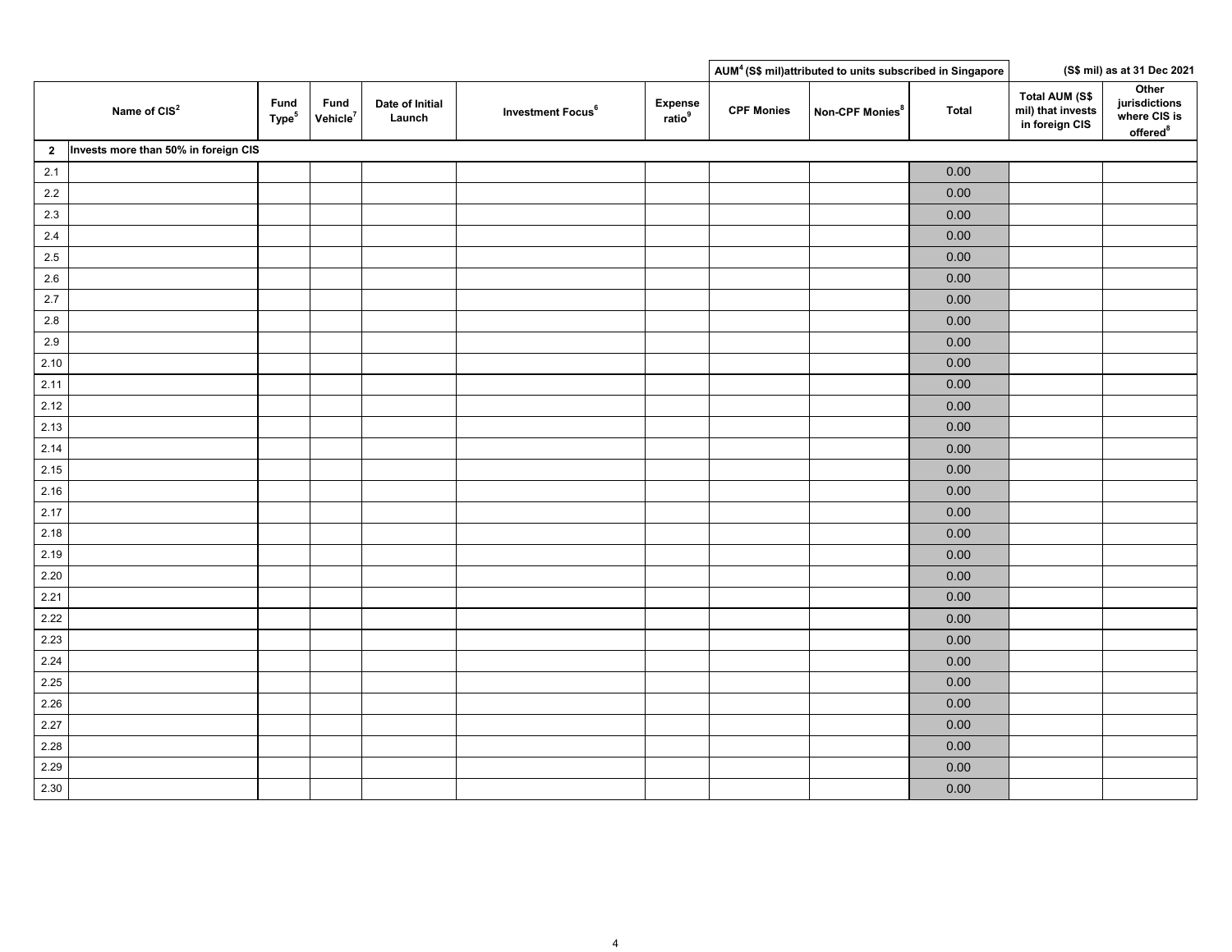| | | | | | | | AUM[4] (S$ mil)attributed to units subscribed in Singapore | | | (S$ mil) as at 31 Dec 2021 | |
|---|---|---|---|---|---|---|---|---|---|---|---|
| | Name of CIS[2] | Fund Type[5] | Fund Vehicle[7] | Date of Initial Launch | Investment Focus[6] | Expense ratio[9] | CPF Monies | Non-CPF Monies[8] | Total | Total AUM (S$ mil) that invests in foreign CIS | Other jurisdictions where CIS is offered[8] |
| **2** | **Invests more than 50% in foreign CIS** | | | | | | | | | | |
| 2.1 | | | | | | | | | 0.00 | | |
| 2.2 | | | | | | | | | 0.00 | | |
| 2.3 | | | | | | | | | 0.00 | | |
| 2.4 | | | | | | | | | 0.00 | | |
| 2.5 | | | | | | | | | 0.00 | | |
| 2.6 | | | | | | | | | 0.00 | | |
| 2.7 | | | | | | | | | 0.00 | | |
| 2.8 | | | | | | | | | 0.00 | | |
| 2.9 | | | | | | | | | 0.00 | | |
| 2.10 | | | | | | | | | 0.00 | | |
| 2.11 | | | | | | | | | 0.00 | | |
| 2.12 | | | | | | | | | 0.00 | | |
| 2.13 | | | | | | | | | 0.00 | | |
| 2.14 | | | | | | | | | 0.00 | | |
| 2.15 | | | | | | | | | 0.00 | | |
| 2.16 | | | | | | | | | 0.00 | | |
| 2.17 | | | | | | | | | 0.00 | | |
| 2.18 | | | | | | | | | 0.00 | | |
| 2.19 | | | | | | | | | 0.00 | | |
| 2.20 | | | | | | | | | 0.00 | | |
| 2.21 | | | | | | | | | 0.00 | | |
| 2.22 | | | | | | | | | 0.00 | | |
| 2.23 | | | | | | | | | 0.00 | | |
| 2.24 | | | | | | | | | 0.00 | | |
| 2.25 | | | | | | | | | 0.00 | | |
| 2.26 | | | | | | | | | 0.00 | | |
| 2.27 | | | | | | | | | 0.00 | | |
| 2.28 | | | | | | | | | 0.00 | | |
| 2.29 | | | | | | | | | 0.00 | | |
| 2.30 | | | | | | | | | 0.00 | | |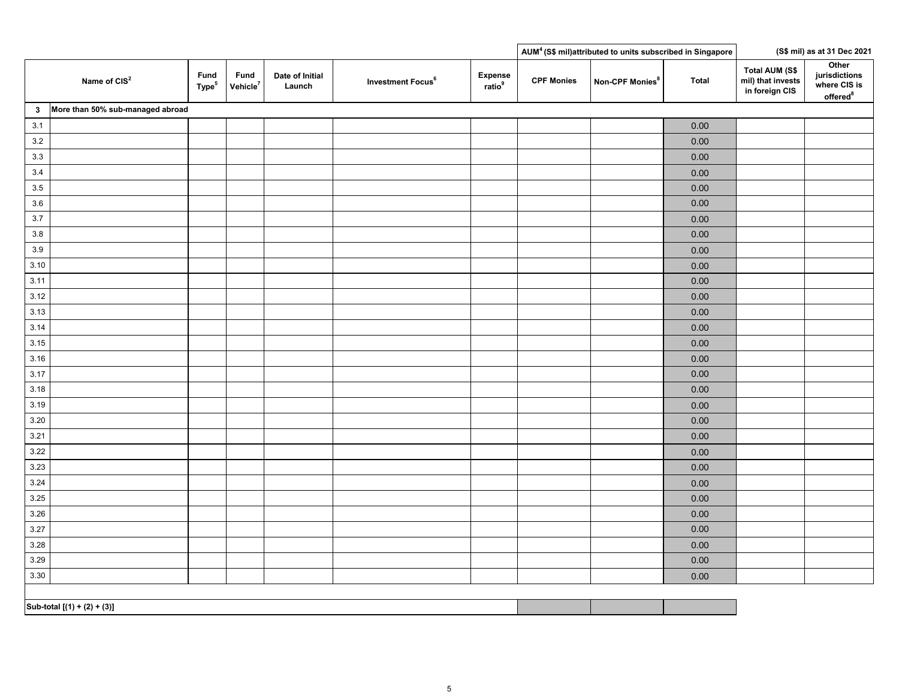| | Name of CIS[2] | Fund Type[5] | Fund Vehicle[7] | Date of Initial Launch | Investment Focus[6] | Expense ratio[9] | AUM[4] (S$ mil)attributed to units subscribed in Singapore | | | (S$ mil) as at 31 Dec 2021 | |
|---|---|---|---|---|---|---|---|---|---|---|---|
| | | | | | | | CPF Monies | Non-CPF Monies[8] | Total | Total AUM (S$ mil) that invests in foreign CIS | Other jurisdictions where CIS is offered[8] |
| 3 | More than 50% sub-managed abroad | | | | | | | | | | |
| 3.1 | | | | | | | | | 0.00 | | |
| 3.2 | | | | | | | | | 0.00 | | |
| 3.3 | | | | | | | | | 0.00 | | |
| 3.4 | | | | | | | | | 0.00 | | |
| 3.5 | | | | | | | | | 0.00 | | |
| 3.6 | | | | | | | | | 0.00 | | |
| 3.7 | | | | | | | | | 0.00 | | |
| 3.8 | | | | | | | | | 0.00 | | |
| 3.9 | | | | | | | | | 0.00 | | |
| 3.10 | | | | | | | | | 0.00 | | |
| 3.11 | | | | | | | | | 0.00 | | |
| 3.12 | | | | | | | | | 0.00 | | |
| 3.13 | | | | | | | | | 0.00 | | |
| 3.14 | | | | | | | | | 0.00 | | |
| 3.15 | | | | | | | | | 0.00 | | |
| 3.16 | | | | | | | | | 0.00 | | |
| 3.17 | | | | | | | | | 0.00 | | |
| 3.18 | | | | | | | | | 0.00 | | |
| 3.19 | | | | | | | | | 0.00 | | |
| 3.20 | | | | | | | | | 0.00 | | |
| 3.21 | | | | | | | | | 0.00 | | |
| 3.22 | | | | | | | | | 0.00 | | |
| 3.23 | | | | | | | | | 0.00 | | |
| 3.24 | | | | | | | | | 0.00 | | |
| 3.25 | | | | | | | | | 0.00 | | |
| 3.26 | | | | | | | | | 0.00 | | |
| 3.27 | | | | | | | | | 0.00 | | |
| 3.28 | | | | | | | | | 0.00 | | |
| 3.29 | | | | | | | | | 0.00 | | |
| 3.30 | | | | | | | | | 0.00 | | |
| Sub-total [(1) + (2) + (3)] | | | | | | | | | | | |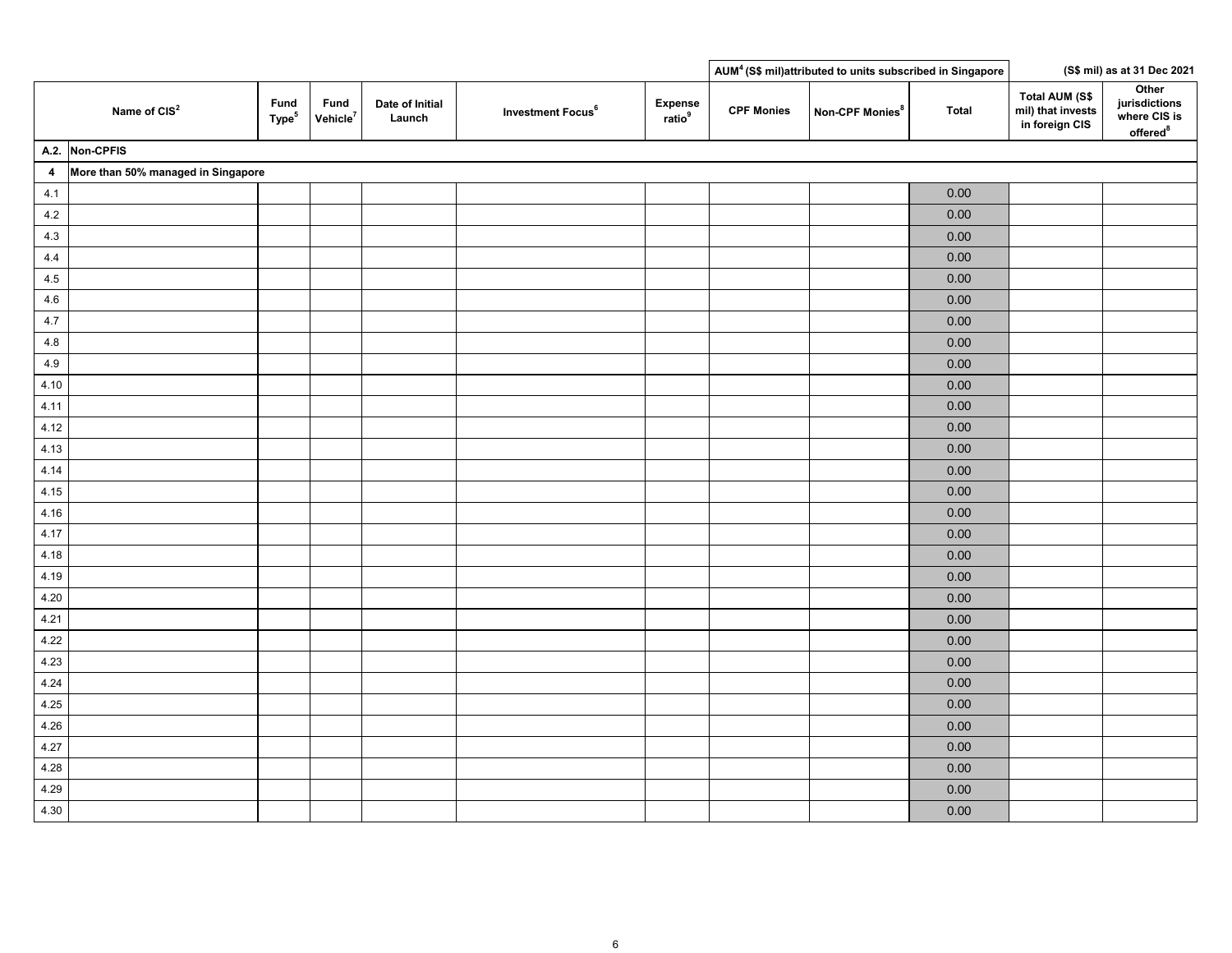| | Name of CIS[2] | Fund Type[5] | Fund Vehicle[7] | Date of Initial Launch | Investment Focus[6] | Expense ratio[9] | AUM[4] (S$ mil)attributed to units subscribed in Singapore | | | (S$ mil) as at 31 Dec 2021 | |
|---|---|---|---|---|---|---|---|---|---|---|---|
| | | | | | | | CPF Monies | Non-CPF Monies[8] | Total | Total AUM (S$ mil) that invests in foreign CIS | Other jurisdictions where CIS is offered[8] |
| A.2. | Non-CPFIS | | | | | | | | | | |
| 4 | More than 50% managed in Singapore | | | | | | | | | | |
| 4.1 | | | | | | | | | 0.00 | | |
| 4.2 | | | | | | | | | 0.00 | | |
| 4.3 | | | | | | | | | 0.00 | | |
| 4.4 | | | | | | | | | 0.00 | | |
| 4.5 | | | | | | | | | 0.00 | | |
| 4.6 | | | | | | | | | 0.00 | | |
| 4.7 | | | | | | | | | 0.00 | | |
| 4.8 | | | | | | | | | 0.00 | | |
| 4.9 | | | | | | | | | 0.00 | | |
| 4.10 | | | | | | | | | 0.00 | | |
| 4.11 | | | | | | | | | 0.00 | | |
| 4.12 | | | | | | | | | 0.00 | | |
| 4.13 | | | | | | | | | 0.00 | | |
| 4.14 | | | | | | | | | 0.00 | | |
| 4.15 | | | | | | | | | 0.00 | | |
| 4.16 | | | | | | | | | 0.00 | | |
| 4.17 | | | | | | | | | 0.00 | | |
| 4.18 | | | | | | | | | 0.00 | | |
| 4.19 | | | | | | | | | 0.00 | | |
| 4.20 | | | | | | | | | 0.00 | | |
| 4.21 | | | | | | | | | 0.00 | | |
| 4.22 | | | | | | | | | 0.00 | | |
| 4.23 | | | | | | | | | 0.00 | | |
| 4.24 | | | | | | | | | 0.00 | | |
| 4.25 | | | | | | | | | 0.00 | | |
| 4.26 | | | | | | | | | 0.00 | | |
| 4.27 | | | | | | | | | 0.00 | | |
| 4.28 | | | | | | | | | 0.00 | | |
| 4.29 | | | | | | | | | 0.00 | | |
| 4.30 | | | | | | | | | 0.00 | | |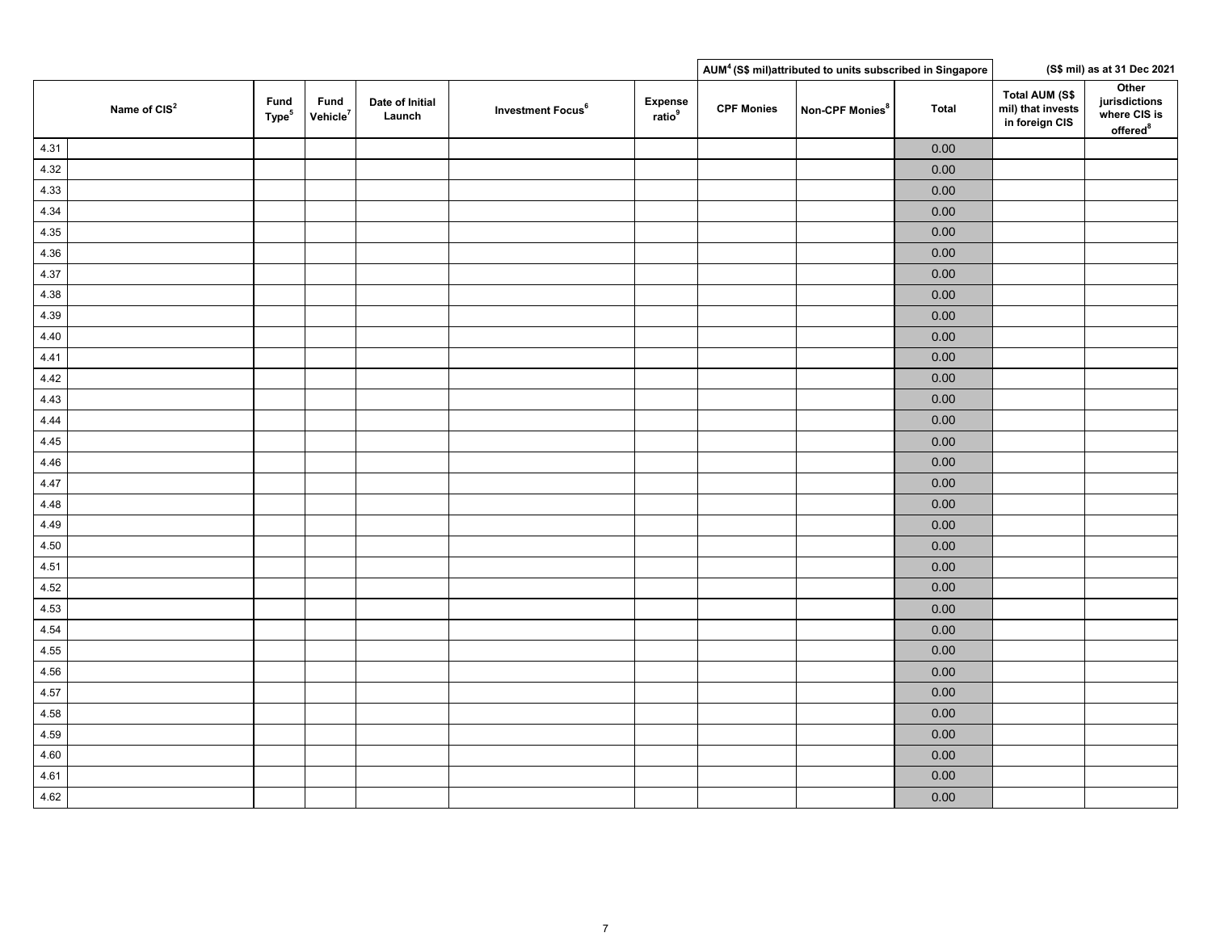| | Name of CIS[2] | Fund Type[5] | Fund Vehicle[7] | Date of Initial Launch | Investment Focus[6] | Expense ratio[9] | AUM[4] (S$ mil)attributed to units subscribed in Singapore | | | (S$ mil) as at 31 Dec 2021 | |
|---|---|---|---|---|---|---|---|---|---|---|---|
| | | | | | | | CPF Monies | Non-CPF Monies[8] | Total | Total AUM (S$ mil) that invests in foreign CIS | Other jurisdictions where CIS is offered[8] |
| 4.31 | | | | | | | | | 0.00 | | |
| 4.32 | | | | | | | | | 0.00 | | |
| 4.33 | | | | | | | | | 0.00 | | |
| 4.34 | | | | | | | | | 0.00 | | |
| 4.35 | | | | | | | | | 0.00 | | |
| 4.36 | | | | | | | | | 0.00 | | |
| 4.37 | | | | | | | | | 0.00 | | |
| 4.38 | | | | | | | | | 0.00 | | |
| 4.39 | | | | | | | | | 0.00 | | |
| 4.40 | | | | | | | | | 0.00 | | |
| 4.41 | | | | | | | | | 0.00 | | |
| 4.42 | | | | | | | | | 0.00 | | |
| 4.43 | | | | | | | | | 0.00 | | |
| 4.44 | | | | | | | | | 0.00 | | |
| 4.45 | | | | | | | | | 0.00 | | |
| 4.46 | | | | | | | | | 0.00 | | |
| 4.47 | | | | | | | | | 0.00 | | |
| 4.48 | | | | | | | | | 0.00 | | |
| 4.49 | | | | | | | | | 0.00 | | |
| 4.50 | | | | | | | | | 0.00 | | |
| 4.51 | | | | | | | | | 0.00 | | |
| 4.52 | | | | | | | | | 0.00 | | |
| 4.53 | | | | | | | | | 0.00 | | |
| 4.54 | | | | | | | | | 0.00 | | |
| 4.55 | | | | | | | | | 0.00 | | |
| 4.56 | | | | | | | | | 0.00 | | |
| 4.57 | | | | | | | | | 0.00 | | |
| 4.58 | | | | | | | | | 0.00 | | |
| 4.59 | | | | | | | | | 0.00 | | |
| 4.60 | | | | | | | | | 0.00 | | |
| 4.61 | | | | | | | | | 0.00 | | |
| 4.62 | | | | | | | | | 0.00 | | |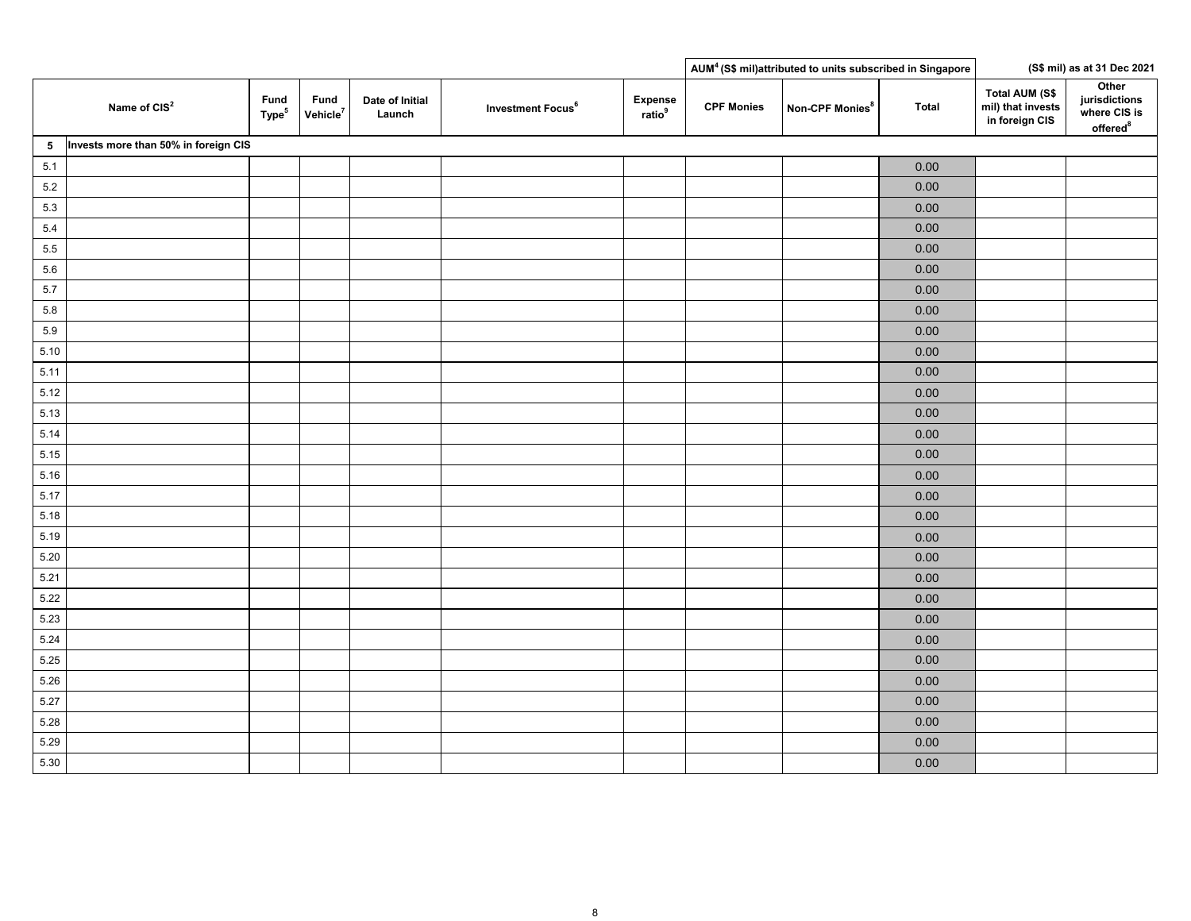| | Name of CIS[2] | Fund Type[5] | Fund Vehicle[7] | Date of Initial Launch | Investment Focus[6] | Expense ratio[9] | AUM[4] (S$ mil)attributed to units subscribed in Singapore | | | (S$ mil) as at 31 Dec 2021 | |
|---|---|---|---|---|---|---|---|---|---|---|---|
| | | | | | | | CPF Monies | Non-CPF Monies[8] | Total | Total AUM (S$ mil) that invests in foreign CIS | Other jurisdictions where CIS is offered[8] |
| 5 | Invests more than 50% in foreign CIS | | | | | | | | | | |
| 5.1 | | | | | | | | | 0.00 | | |
| 5.2 | | | | | | | | | 0.00 | | |
| 5.3 | | | | | | | | | 0.00 | | |
| 5.4 | | | | | | | | | 0.00 | | |
| 5.5 | | | | | | | | | 0.00 | | |
| 5.6 | | | | | | | | | 0.00 | | |
| 5.7 | | | | | | | | | 0.00 | | |
| 5.8 | | | | | | | | | 0.00 | | |
| 5.9 | | | | | | | | | 0.00 | | |
| 5.10 | | | | | | | | | 0.00 | | |
| 5.11 | | | | | | | | | 0.00 | | |
| 5.12 | | | | | | | | | 0.00 | | |
| 5.13 | | | | | | | | | 0.00 | | |
| 5.14 | | | | | | | | | 0.00 | | |
| 5.15 | | | | | | | | | 0.00 | | |
| 5.16 | | | | | | | | | 0.00 | | |
| 5.17 | | | | | | | | | 0.00 | | |
| 5.18 | | | | | | | | | 0.00 | | |
| 5.19 | | | | | | | | | 0.00 | | |
| 5.20 | | | | | | | | | 0.00 | | |
| 5.21 | | | | | | | | | 0.00 | | |
| 5.22 | | | | | | | | | 0.00 | | |
| 5.23 | | | | | | | | | 0.00 | | |
| 5.24 | | | | | | | | | 0.00 | | |
| 5.25 | | | | | | | | | 0.00 | | |
| 5.26 | | | | | | | | | 0.00 | | |
| 5.27 | | | | | | | | | 0.00 | | |
| 5.28 | | | | | | | | | 0.00 | | |
| 5.29 | | | | | | | | | 0.00 | | |
| 5.30 | | | | | | | | | 0.00 | | |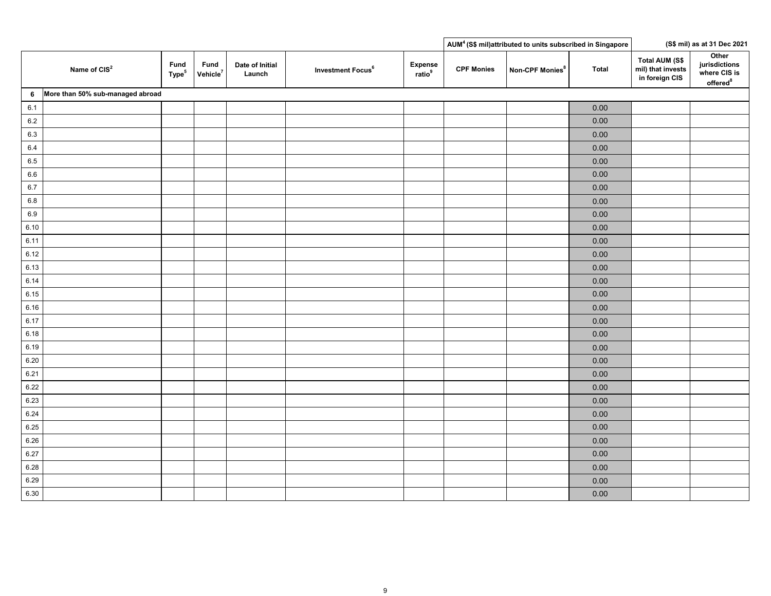| | Name of CIS[2] | Fund Type[5] | Fund Vehicle[7] | Date of Initial Launch | Investment Focus[6] | Expense ratio[9] | AUM[4] (S$ mil)attributed to units subscribed in Singapore | | | (S$ mil) as at 31 Dec 2021 | |
|---|---|---|---|---|---|---|---|---|---|---|---|
| | | | | | | | CPF Monies | Non-CPF Monies[8] | Total | Total AUM (S$ mil) that invests in foreign CIS | Other jurisdictions where CIS is offered[8] |
| **6** | **More than 50% sub-managed abroad** | | | | | | | | | | |
| 6.1 | | | | | | | | | 0.00 | | |
| 6.2 | | | | | | | | | 0.00 | | |
| 6.3 | | | | | | | | | 0.00 | | |
| 6.4 | | | | | | | | | 0.00 | | |
| 6.5 | | | | | | | | | 0.00 | | |
| 6.6 | | | | | | | | | 0.00 | | |
| 6.7 | | | | | | | | | 0.00 | | |
| 6.8 | | | | | | | | | 0.00 | | |
| 6.9 | | | | | | | | | 0.00 | | |
| 6.10 | | | | | | | | | 0.00 | | |
| 6.11 | | | | | | | | | 0.00 | | |
| 6.12 | | | | | | | | | 0.00 | | |
| 6.13 | | | | | | | | | 0.00 | | |
| 6.14 | | | | | | | | | 0.00 | | |
| 6.15 | | | | | | | | | 0.00 | | |
| 6.16 | | | | | | | | | 0.00 | | |
| 6.17 | | | | | | | | | 0.00 | | |
| 6.18 | | | | | | | | | 0.00 | | |
| 6.19 | | | | | | | | | 0.00 | | |
| 6.20 | | | | | | | | | 0.00 | | |
| 6.21 | | | | | | | | | 0.00 | | |
| 6.22 | | | | | | | | | 0.00 | | |
| 6.23 | | | | | | | | | 0.00 | | |
| 6.24 | | | | | | | | | 0.00 | | |
| 6.25 | | | | | | | | | 0.00 | | |
| 6.26 | | | | | | | | | 0.00 | | |
| 6.27 | | | | | | | | | 0.00 | | |
| 6.28 | | | | | | | | | 0.00 | | |
| 6.29 | | | | | | | | | 0.00 | | |
| 6.30 | | | | | | | | | 0.00 | | |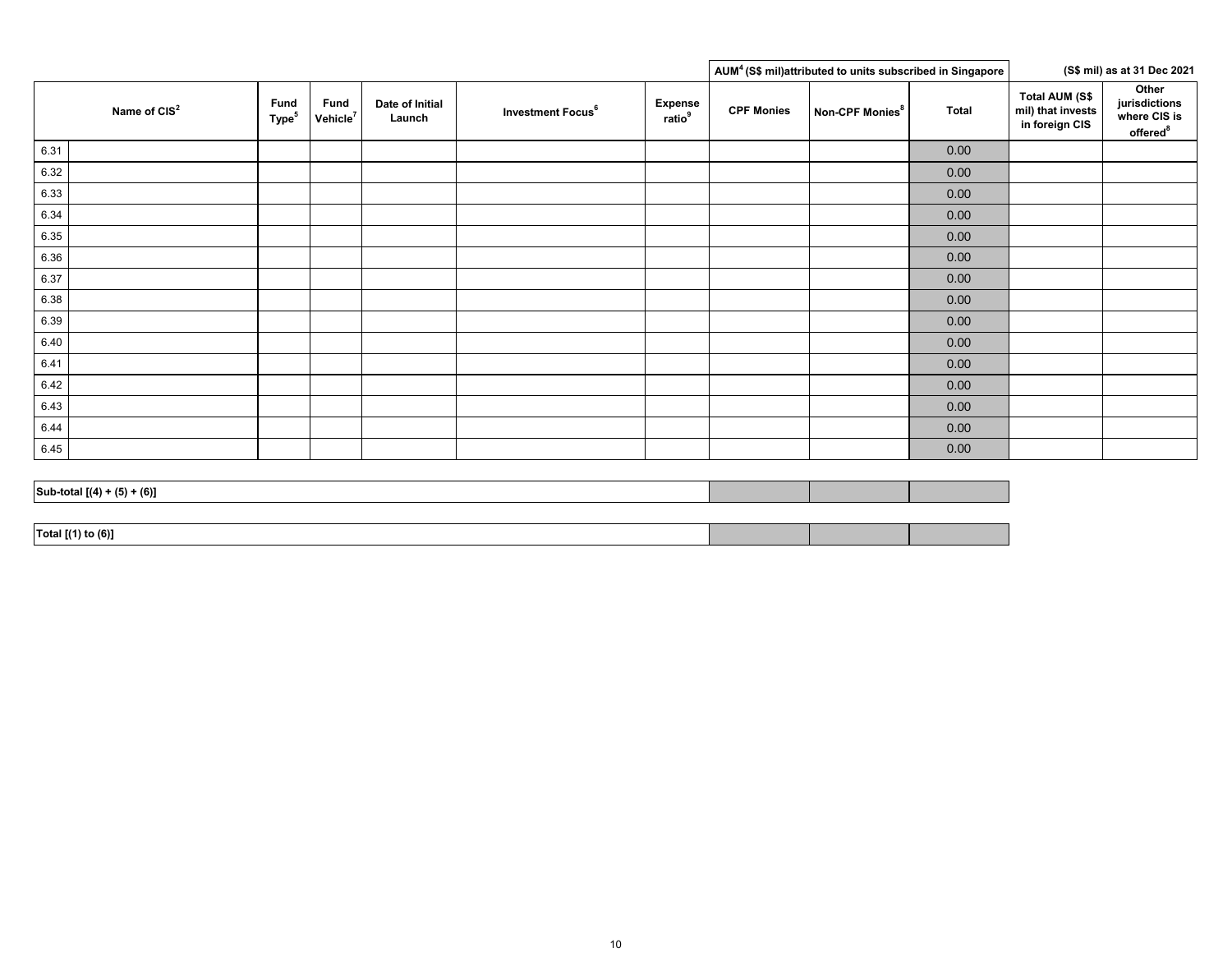| Name of CIS[2] | | Fund Type[5] | Fund Vehicle[7] | Date of Initial Launch | Investment Focus[6] | Expense ratio[9] | AUM[4] (S$ mil)attributed to units subscribed in Singapore | | | (S$ mil) as at 31 Dec 2021 | |
|---|---|---|---|---|---|---|---|---|---|---|---|
| | | | | | | | CPF Monies | Non-CPF Monies[8] | Total | Total AUM (S$ mil) that invests in foreign CIS | Other jurisdictions where CIS is offered[8] |
| 6.31 | | | | | | | | | 0.00 | | |
| 6.32 | | | | | | | | | 0.00 | | |
| 6.33 | | | | | | | | | 0.00 | | |
| 6.34 | | | | | | | | | 0.00 | | |
| 6.35 | | | | | | | | | 0.00 | | |
| 6.36 | | | | | | | | | 0.00 | | |
| 6.37 | | | | | | | | | 0.00 | | |
| 6.38 | | | | | | | | | 0.00 | | |
| 6.39 | | | | | | | | | 0.00 | | |
| 6.40 | | | | | | | | | 0.00 | | |
| 6.41 | | | | | | | | | 0.00 | | |
| 6.42 | | | | | | | | | 0.00 | | |
| 6.43 | | | | | | | | | 0.00 | | |
| 6.44 | | | | | | | | | 0.00 | | |
| 6.45 | | | | | | | | | 0.00 | | |

| | CPF Monies | Non-CPF Monies | Total |
|---|---|---|---|
| **Sub-total [(4) + (5) + (6)]** | | | |
| **Total [(1) to (6)]** | | | |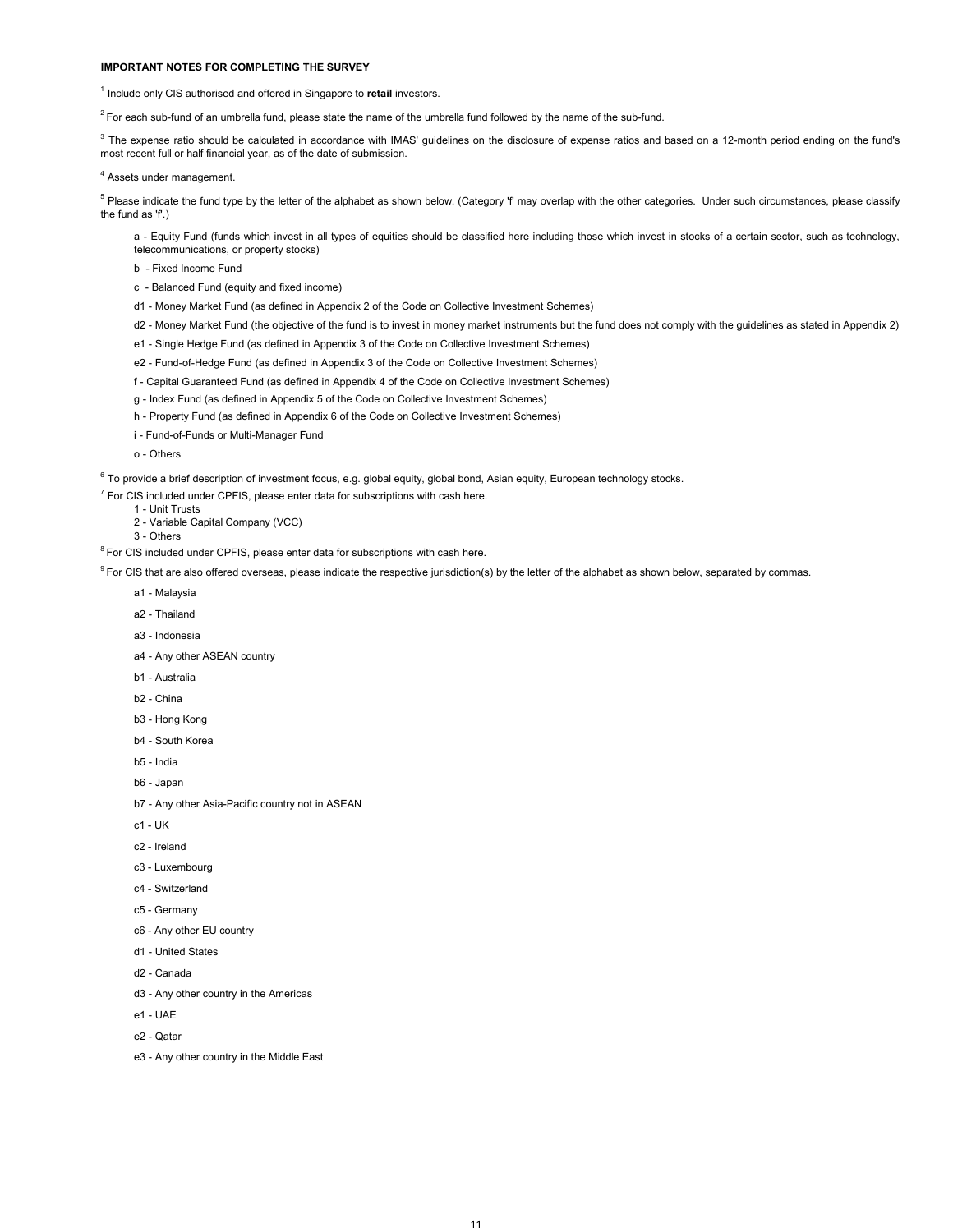**IMPORTANT NOTES FOR COMPLETING THE SURVEY**

[1] Include only CIS authorised and offered in Singapore to **retail** investors.

[2] For each sub-fund of an umbrella fund, please state the name of the umbrella fund followed by the name of the sub-fund.

[3] The expense ratio should be calculated in accordance with IMAS' guidelines on the disclosure of expense ratios and based on a 12-month period ending on the fund's most recent full or half financial year, as of the date of submission.

[4] Assets under management.

[5] Please indicate the fund type by the letter of the alphabet as shown below. (Category 'f' may overlap with the other categories. Under such circumstances, please classify the fund as 'f'.)

- a - Equity Fund (funds which invest in all types of equities should be classified here including those which invest in stocks of a certain sector, such as technology, telecommunications, or property stocks)
- b - Fixed Income Fund
- c - Balanced Fund (equity and fixed income)
- d1 - Money Market Fund (as defined in Appendix 2 of the Code on Collective Investment Schemes)
- d2 - Money Market Fund (the objective of the fund is to invest in money market instruments but the fund does not comply with the guidelines as stated in Appendix 2)
- e1 - Single Hedge Fund (as defined in Appendix 3 of the Code on Collective Investment Schemes)
- e2 - Fund-of-Hedge Fund (as defined in Appendix 3 of the Code on Collective Investment Schemes)
- f - Capital Guaranteed Fund (as defined in Appendix 4 of the Code on Collective Investment Schemes)
- g - Index Fund (as defined in Appendix 5 of the Code on Collective Investment Schemes)
- h - Property Fund (as defined in Appendix 6 of the Code on Collective Investment Schemes)
- i - Fund-of-Funds or Multi-Manager Fund
- o - Others

[6] To provide a brief description of investment focus, e.g. global equity, global bond, Asian equity, European technology stocks.

[7] For CIS included under CPFIS, please enter data for subscriptions with cash here.

- 1 - Unit Trusts
- 2 - Variable Capital Company (VCC)
- 3 - Others

[8] For CIS included under CPFIS, please enter data for subscriptions with cash here.

[9] For CIS that are also offered overseas, please indicate the respective jurisdiction(s) by the letter of the alphabet as shown below, separated by commas.

- a1 - Malaysia
- a2 - Thailand
- a3 - Indonesia
- a4 - Any other ASEAN country
- b1 - Australia
- b2 - China
- b3 - Hong Kong
- b4 - South Korea
- b5 - India
- b6 - Japan
- b7 - Any other Asia-Pacific country not in ASEAN
- c1 - UK
- c2 - Ireland
- c3 - Luxembourg
- c4 - Switzerland
- c5 - Germany
- c6 - Any other EU country
- d1 - United States
- d2 - Canada
- d3 - Any other country in the Americas
- e1 - UAE
- e2 - Qatar
- e3 - Any other country in the Middle East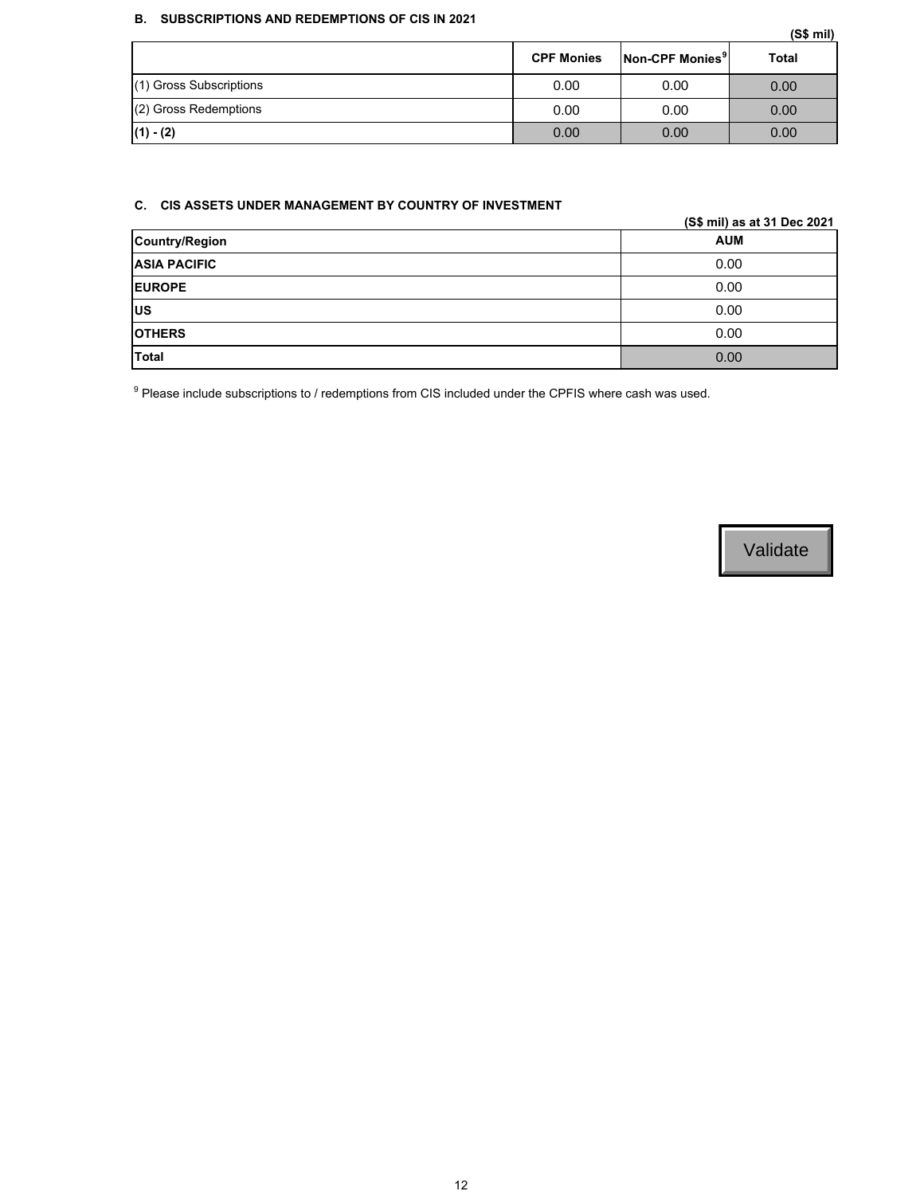### B. SUBSCRIPTIONS AND REDEMPTIONS OF CIS IN 2021

(S$ mil)

| | CPF Monies | Non-CPF Monies[9] | Total |
|---|---|---|---|
| (1) Gross Subscriptions | 0.00 | 0.00 | 0.00 |
| (2) Gross Redemptions | 0.00 | 0.00 | 0.00 |
| **(1) - (2)** | 0.00 | 0.00 | 0.00 |

### C. CIS ASSETS UNDER MANAGEMENT BY COUNTRY OF INVESTMENT

(S$ mil) as at 31 Dec 2021

| Country/Region | AUM |
|---|---|
| **ASIA PACIFIC** | 0.00 |
| **EUROPE** | 0.00 |
| **US** | 0.00 |
| **OTHERS** | 0.00 |
| **Total** | 0.00 |

[9] Please include subscriptions to / redemptions from CIS included under the CPFIS where cash was used.

Validate